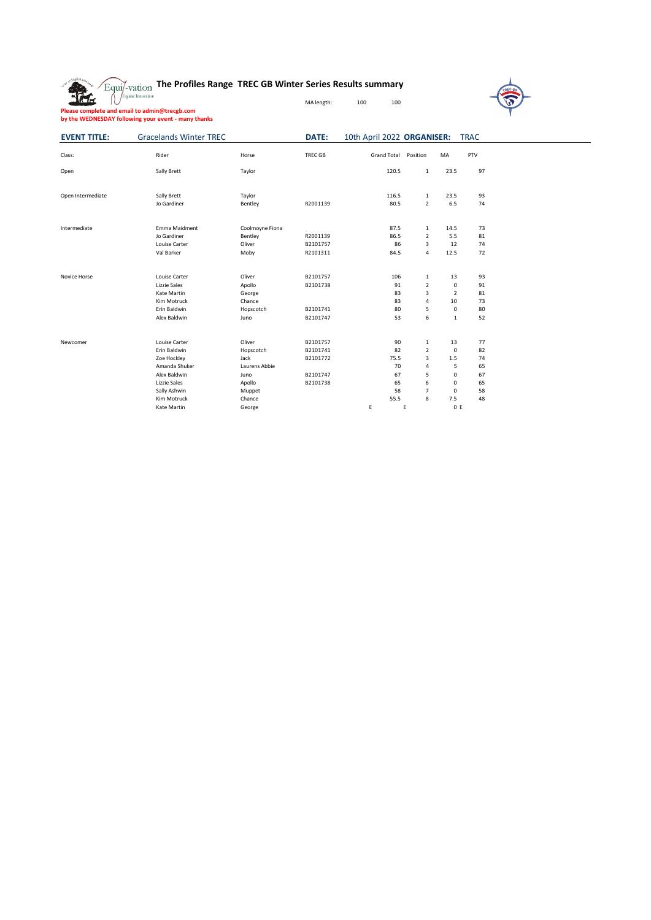# The Profiles Range TREC GB Winter Series Results summary

MA length: 100 100

**Please complete and email to admin@trecgb.com**
**by the WEDNESDAY following your event - many thanks**

**EVENT TITLE:** Gracelands Winter TREC **DATE:** 10th April 2022 **ORGANISER:** TRAC

| Class: | Rider | Horse | TREC GB | Grand Total | Position | MA | PTV |
|---|---|---|---|---|---|---|---|
| Open | Sally Brett | Taylor | | 120.5 | 1 | 23.5 | 97 |
| | | | | | | | |
| Open Intermediate | Sally Brett | Taylor | | 116.5 | 1 | 23.5 | 93 |
| | Jo Gardiner | Bentley | R2001139 | 80.5 | 2 | 6.5 | 74 |
| | | | | | | | |
| Intermediate | Emma Maidment | Coolmoyne Fiona | | 87.5 | 1 | 14.5 | 73 |
| | Jo Gardiner | Bentley | R2001139 | 86.5 | 2 | 5.5 | 81 |
| | Louise Carter | Oliver | B2101757 | 86 | 3 | 12 | 74 |
| | Val Barker | Moby | R2101311 | 84.5 | 4 | 12.5 | 72 |
| | | | | | | | |
| Novice Horse | Louise Carter | Oliver | B2101757 | 106 | 1 | 13 | 93 |
| | Lizzie Sales | Apollo | B2101738 | 91 | 2 | 0 | 91 |
| | Kate Martin | George | | 83 | 3 | 2 | 81 |
| | Kim Motruck | Chance | | 83 | 4 | 10 | 73 |
| | Erin Baldwin | Hopscotch | B2101741 | 80 | 5 | 0 | 80 |
| | Alex Baldwin | Juno | B2101747 | 53 | 6 | 1 | 52 |
| | | | | | | | |
| Newcomer | Louise Carter | Oliver | B2101757 | 90 | 1 | 13 | 77 |
| | Erin Baldwin | Hopscotch | B2101741 | 82 | 2 | 0 | 82 |
| | Zoe Hockley | Jack | B2101772 | 75.5 | 3 | 1.5 | 74 |
| | Amanda Shuker | Laurens Abbie | | 70 | 4 | 5 | 65 |
| | Alex Baldwin | Juno | B2101747 | 67 | 5 | 0 | 67 |
| | Lizzie Sales | Apollo | B2101738 | 65 | 6 | 0 | 65 |
| | Sally Ashwin | Muppet | | 58 | 7 | 0 | 58 |
| | Kim Motruck | Chance | | 55.5 | 8 | 7.5 | 48 |
| | Kate Martin | George | | E | E | 0 | E |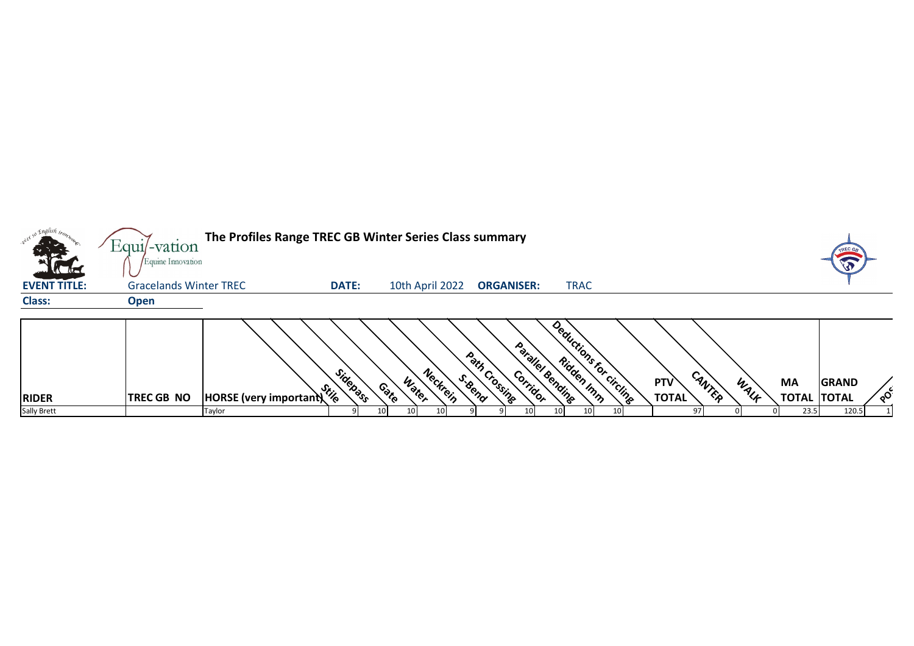# The Profiles Range TREC GB Winter Series Class summary

**EVENT TITLE:** Gracelands Winter TREC **DATE:** 10th April 2022 **ORGANISER:** TRAC

**Class:** **Open**

| RIDER | TREC GB NO | HORSE (very important) | Stile | Sidepass | Gate | Water | Neckrein | S-Bend | Path Crossing | Corridor | Parallel Bending | Ridden Imm | Deductions for circling | PTV TOTAL | CANTER | WALK | MA TOTAL | GRAND TOTAL | POS |
|---|---|---|---|---|---|---|---|---|---|---|---|---|---|---|---|---|---|---|---|
| Sally Brett | | Taylor | 9 | 10 | 10 | 10 | 9 | 9 | 10 | 10 | 10 | 10 | | 97 | 0 | 0 | 23.5 | 120.5 | 1 |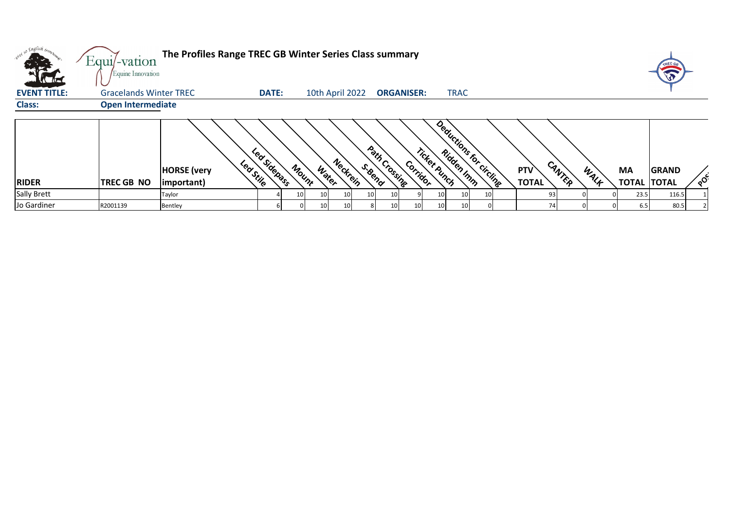# The Profiles Range TREC GB Winter Series Class summary

**EVENT TITLE:** Gracelands Winter TREC **DATE:** 10th April 2022 **ORGANISER:** TRAC

**Class:** **Open Intermediate**

| RIDER | TREC GB NO | HORSE (very important) | Led Stile | Led Sidepass | Mount | Water | Neckrein | S-Bend | Path Crossing | Corridor | Ticket Punch | Ridden Imm | Deductions for circling | PTV TOTAL | CANTER | WALK | MA TOTAL | GRAND TOTAL | POS |
|---|---|---|---|---|---|---|---|---|---|---|---|---|---|---|---|---|---|---|---|
| Sally Brett | | Taylor | 4 | 10 | 10 | 10 | 10 | 10 | 9 | 10 | 10 | 10 | | 93 | 0 | 0 | 23.5 | 116.5 | 1 |
| Jo Gardiner | R2001139 | Bentley | 6 | 0 | 10 | 10 | 8 | 10 | 10 | 10 | 10 | 0 | | 74 | 0 | 0 | 6.5 | 80.5 | 2 |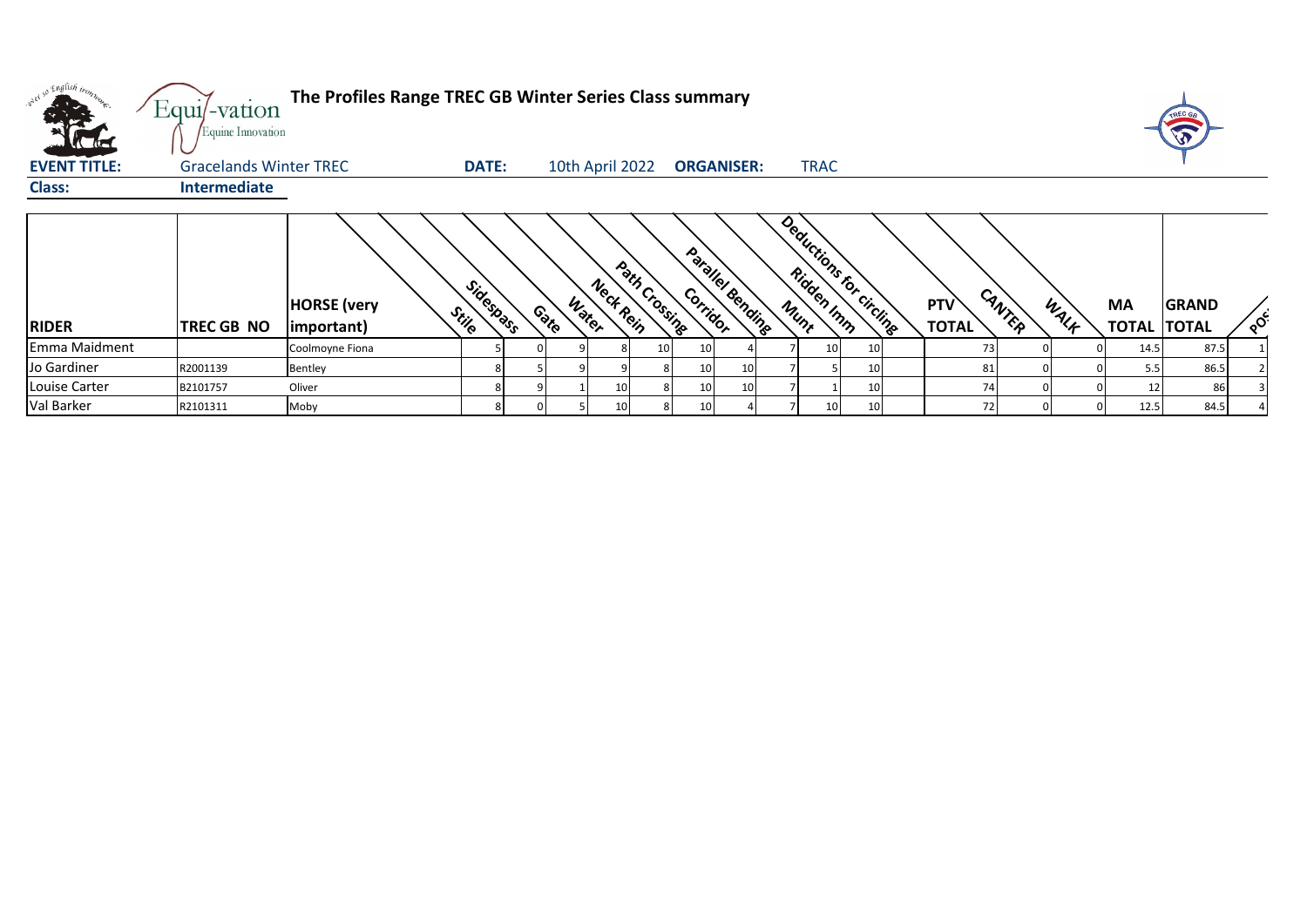# The Profiles Range TREC GB Winter Series Class summary

**EVENT TITLE:** Gracelands Winter TREC **DATE:** 10th April 2022 **ORGANISER:** TRAC

**Class:** Intermediate

| RIDER | TREC GB NO | HORSE (very important) | Stile | Sidespass | Gate | Water | Neck Rein | Path Crossing | Corridor | Parallel Bending | Mount | Ridden Imm | Deductions for circling | PTV TOTAL | CANTER | WALK | MA TOTAL | GRAND TOTAL | POS |
|---|---|---|---|---|---|---|---|---|---|---|---|---|---|---|---|---|---|---|---|
| Emma Maidment | | Coolmoyne Fiona | 5 | 0 | 9 | 8 | 10 | 10 | 4 | 7 | 10 | 10 | | 73 | 0 | 0 | 14.5 | 87.5 | 1 |
| Jo Gardiner | R2001139 | Bentley | 8 | 5 | 9 | 9 | 8 | 10 | 10 | 7 | 5 | 10 | | 81 | 0 | 0 | 5.5 | 86.5 | 2 |
| Louise Carter | B2101757 | Oliver | 8 | 9 | 1 | 10 | 8 | 10 | 10 | 7 | 1 | 10 | | 74 | 0 | 0 | 12 | 86 | 3 |
| Val Barker | R2101311 | Moby | 8 | 0 | 5 | 10 | 8 | 10 | 4 | 7 | 10 | 10 | | 72 | 0 | 0 | 12.5 | 84.5 | 4 |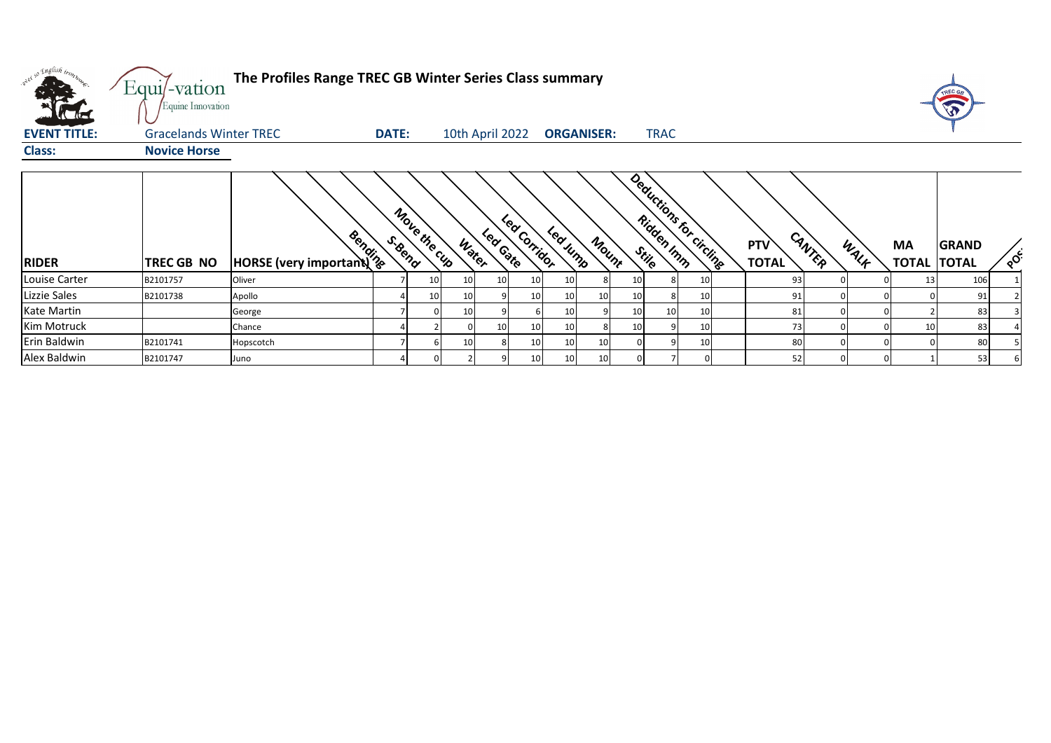**The Profiles Range TREC GB Winter Series Class summary**

**EVENT TITLE:** Gracelands Winter TREC **DATE:** 10th April 2022 **ORGANISER:** TRAC

**Class:** **Novice Horse**

| RIDER | TREC GB NO | HORSE (very important) | Bending | S-Bend | Move the cup | Water | Led Gate | Led Corridor | Led Jump | Mount | Stile | Ridden Imm | Deductions for circling | PTV TOTAL | CANTER | WALK | MA TOTAL | GRAND TOTAL | POS |
|---|---|---|---|---|---|---|---|---|---|---|---|---|---|---|---|---|---|---|---|
| Louise Carter | B2101757 | Oliver | 7 | 10 | 10 | 10 | 10 | 10 | 8 | 10 | 8 | 10 | | 93 | 0 | 0 | 13 | 106 | 1 |
| Lizzie Sales | B2101738 | Apollo | 4 | 10 | 10 | 9 | 10 | 10 | 10 | 10 | 8 | 10 | | 91 | 0 | 0 | 0 | 91 | 2 |
| Kate Martin | | George | 7 | 0 | 10 | 9 | 6 | 10 | 9 | 10 | 10 | 10 | | 81 | 0 | 0 | 2 | 83 | 3 |
| Kim Motruck | | Chance | 4 | 2 | 0 | 10 | 10 | 10 | 8 | 10 | 9 | 10 | | 73 | 0 | 0 | 10 | 83 | 4 |
| Erin Baldwin | B2101741 | Hopscotch | 7 | 6 | 10 | 8 | 10 | 10 | 10 | 0 | 9 | 10 | | 80 | 0 | 0 | 0 | 80 | 5 |
| Alex Baldwin | B2101747 | Juno | 4 | 0 | 2 | 9 | 10 | 10 | 10 | 0 | 7 | 0 | | 52 | 0 | 0 | 1 | 53 | 6 |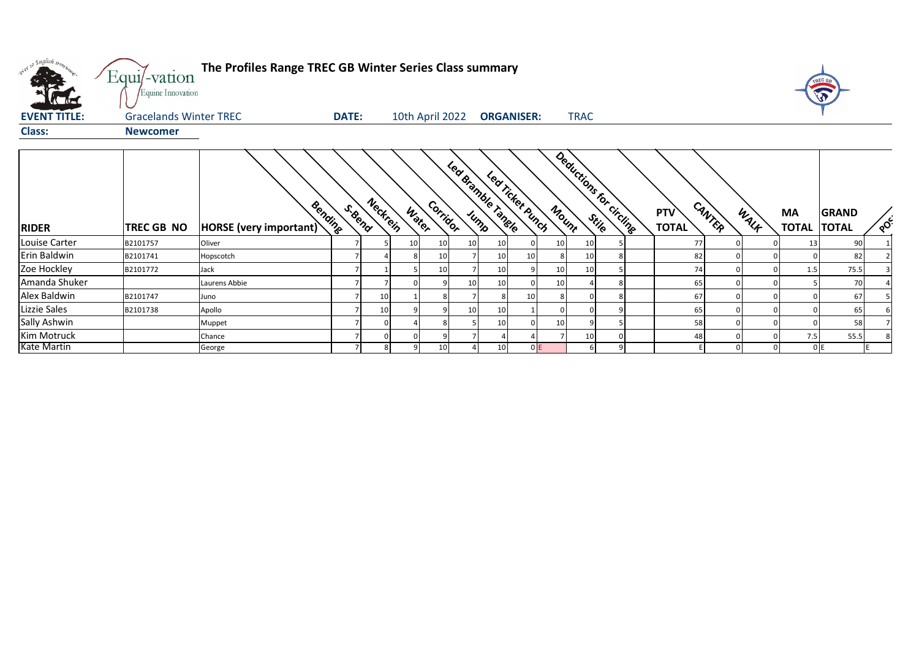# The Profiles Range TREC GB Winter Series Class summary

**EVENT TITLE:** Gracelands Winter TREC **DATE:** 10th April 2022 **ORGANISER:** TRAC

**Class:** **Newcomer**

| RIDER | TREC GB NO | HORSE (very important) | Bending | S-Bend | Neckrein | Water | Corridor | Jump | Led Bramble Tangle | Led Ticket Punch | Mount | Stile | Deductions for circling | PTV TOTAL | CANTER | WALK | MA TOTAL | GRAND TOTAL | POS |
|---|---|---|---|---|---|---|---|---|---|---|---|---|---|---|---|---|---|---|---|
| Louise Carter | B2101757 | Oliver | 7 | 5 | 10 | 10 | 10 | 10 | 0 | 10 | 10 | 5 | | 77 | 0 | 0 | 13 | 90 | 1 |
| Erin Baldwin | B2101741 | Hopscotch | 7 | 4 | 8 | 10 | 7 | 10 | 10 | 8 | 10 | 8 | | 82 | 0 | 0 | 0 | 82 | 2 |
| Zoe Hockley | B2101772 | Jack | 7 | 1 | 5 | 10 | 7 | 10 | 9 | 10 | 10 | 5 | | 74 | 0 | 0 | 1.5 | 75.5 | 3 |
| Amanda Shuker | | Laurens Abbie | 7 | 7 | 0 | 9 | 10 | 10 | 0 | 10 | 4 | 8 | | 65 | 0 | 0 | 5 | 70 | 4 |
| Alex Baldwin | B2101747 | Juno | 7 | 10 | 1 | 8 | 7 | 8 | 10 | 8 | 0 | 8 | | 67 | 0 | 0 | 0 | 67 | 5 |
| Lizzie Sales | B2101738 | Apollo | 7 | 10 | 9 | 9 | 10 | 10 | 1 | 0 | 0 | 9 | | 65 | 0 | 0 | 0 | 65 | 6 |
| Sally Ashwin | | Muppet | 7 | 0 | 4 | 8 | 5 | 10 | 0 | 10 | 9 | 5 | | 58 | 0 | 0 | 0 | 58 | 7 |
| Kim Motruck | | Chance | 7 | 0 | 0 | 9 | 7 | 4 | 4 | 7 | 10 | 0 | | 48 | 0 | 0 | 7.5 | 55.5 | 8 |
| Kate Martin | | George | 7 | 8 | 9 | 10 | 4 | 10 | 0 | E | 6 | 9 | | E | 0 | 0 | 0 | E | E |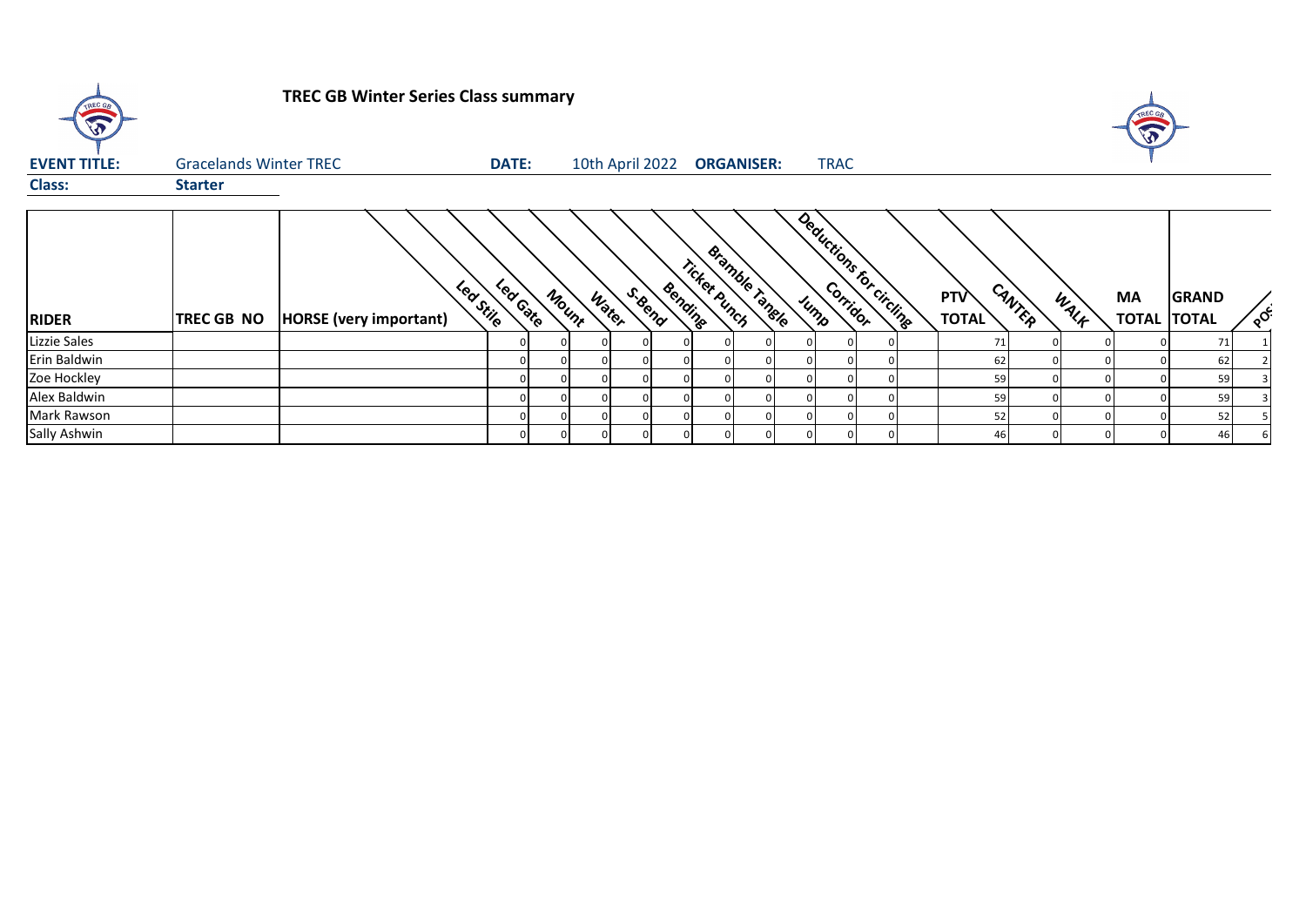# TREC GB Winter Series Class summary

**EVENT TITLE:** Gracelands Winter TREC **DATE:** 10th April 2022 **ORGANISER:** TRAC

**Class:** **Starter**

| RIDER | TREC GB NO | HORSE (very important) | Led Stile | Led Gate | Mount | Water | S-Bend | Bending | Ticket Punch | Bramble Tangle | Jump | Corridor | Deductions for circling | PTV TOTAL | CANTER | WALK | MA TOTAL | GRAND TOTAL | POS |
|---|---|---|---|---|---|---|---|---|---|---|---|---|---|---|---|---|---|---|---|
| Lizzie Sales | | | 0 | 0 | 0 | 0 | 0 | 0 | 0 | 0 | 0 | 0 | | 71 | 0 | 0 | 0 | 71 | 1 |
| Erin Baldwin | | | 0 | 0 | 0 | 0 | 0 | 0 | 0 | 0 | 0 | 0 | | 62 | 0 | 0 | 0 | 62 | 2 |
| Zoe Hockley | | | 0 | 0 | 0 | 0 | 0 | 0 | 0 | 0 | 0 | 0 | | 59 | 0 | 0 | 0 | 59 | 3 |
| Alex Baldwin | | | 0 | 0 | 0 | 0 | 0 | 0 | 0 | 0 | 0 | 0 | | 59 | 0 | 0 | 0 | 59 | 3 |
| Mark Rawson | | | 0 | 0 | 0 | 0 | 0 | 0 | 0 | 0 | 0 | 0 | | 52 | 0 | 0 | 0 | 52 | 5 |
| Sally Ashwin | | | 0 | 0 | 0 | 0 | 0 | 0 | 0 | 0 | 0 | 0 | | 46 | 0 | 0 | 0 | 46 | 6 |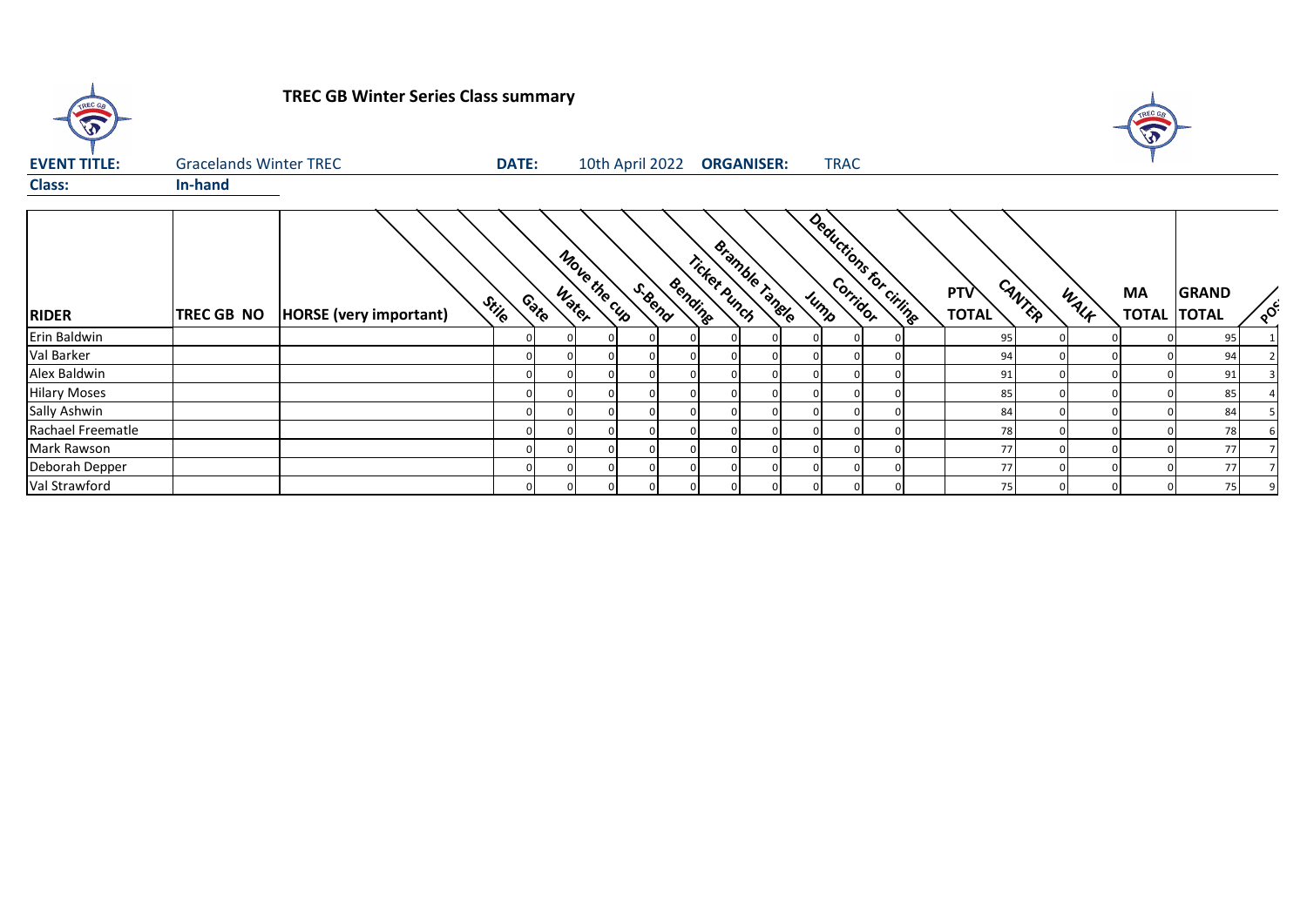**TREC GB Winter Series Class summary**

**EVENT TITLE:** Gracelands Winter TREC **DATE:** 10th April 2022 **ORGANISER:** TRAC

**Class:** In-hand

| RIDER | TREC GB NO | HORSE (very important) | Stile | Gate | Water | Move the cup | S-Bend | Bending | Ticket Punch | Bramble Tangle | Jump | Corridor | Deductions for cirling | PTV TOTAL | CANTER | WALK | MA TOTAL | GRAND TOTAL | POS |
|---|---|---|---|---|---|---|---|---|---|---|---|---|---|---|---|---|---|---|---|
| Erin Baldwin | | | 0 | 0 | 0 | 0 | 0 | 0 | 0 | 0 | 0 | 0 | | 95 | 0 | 0 | 0 | 95 | 1 |
| Val Barker | | | 0 | 0 | 0 | 0 | 0 | 0 | 0 | 0 | 0 | 0 | | 94 | 0 | 0 | 0 | 94 | 2 |
| Alex Baldwin | | | 0 | 0 | 0 | 0 | 0 | 0 | 0 | 0 | 0 | 0 | | 91 | 0 | 0 | 0 | 91 | 3 |
| Hilary Moses | | | 0 | 0 | 0 | 0 | 0 | 0 | 0 | 0 | 0 | 0 | | 85 | 0 | 0 | 0 | 85 | 4 |
| Sally Ashwin | | | 0 | 0 | 0 | 0 | 0 | 0 | 0 | 0 | 0 | 0 | | 84 | 0 | 0 | 0 | 84 | 5 |
| Rachael Freematle | | | 0 | 0 | 0 | 0 | 0 | 0 | 0 | 0 | 0 | 0 | | 78 | 0 | 0 | 0 | 78 | 6 |
| Mark Rawson | | | 0 | 0 | 0 | 0 | 0 | 0 | 0 | 0 | 0 | 0 | | 77 | 0 | 0 | 0 | 77 | 7 |
| Deborah Depper | | | 0 | 0 | 0 | 0 | 0 | 0 | 0 | 0 | 0 | 0 | | 77 | 0 | 0 | 0 | 77 | 7 |
| Val Strawford | | | 0 | 0 | 0 | 0 | 0 | 0 | 0 | 0 | 0 | 0 | | 75 | 0 | 0 | 0 | 75 | 9 |